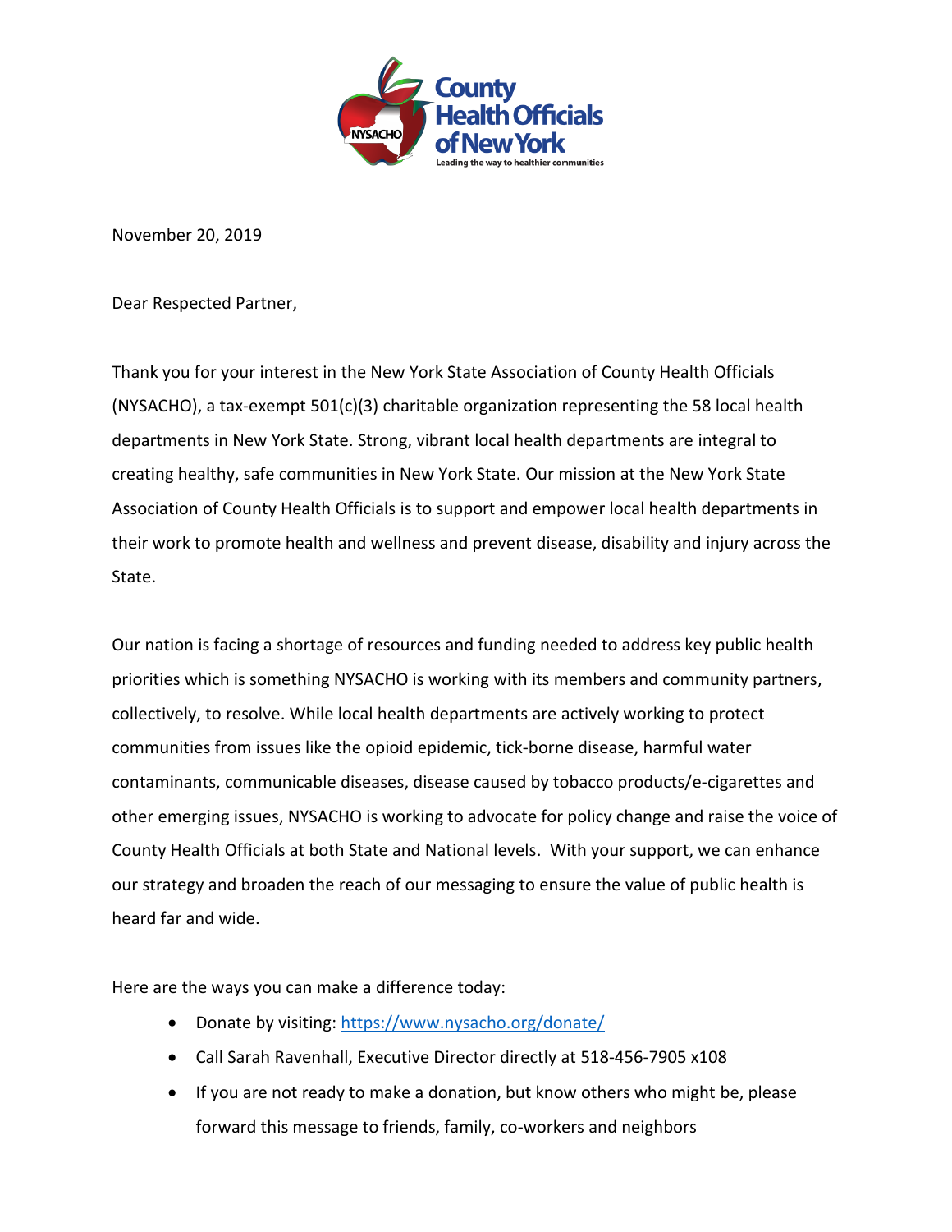County Health Officials of New York

Leading the way to healthier communities

November 20, 2019

Dear Respected Partner,

Thank you for your interest in the New York State Association of County Health Officials (NYSACHO), a tax-exempt 501(c)(3) charitable organization representing the 58 local health departments in New York State. Strong, vibrant local health departments are integral to creating healthy, safe communities in New York State. Our mission at the New York State Association of County Health Officials is to support and empower local health departments in their work to promote health and wellness and prevent disease, disability and injury across the State.

Our nation is facing a shortage of resources and funding needed to address key public health priorities which is something NYSACHO is working with its members and community partners, collectively, to resolve. While local health departments are actively working to protect communities from issues like the opioid epidemic, tick-borne disease, harmful water contaminants, communicable diseases, disease caused by tobacco products/e-cigarettes and other emerging issues, NYSACHO is working to advocate for policy change and raise the voice of County Health Officials at both State and National levels. With your support, we can enhance our strategy and broaden the reach of our messaging to ensure the value of public health is heard far and wide.

Here are the ways you can make a difference today:

- Donate by visiting: https://www.nysacho.org/donate/
- Call Sarah Ravenhall, Executive Director directly at 518-456-7905 x108
- If you are not ready to make a donation, but know others who might be, please forward this message to friends, family, co-workers and neighbors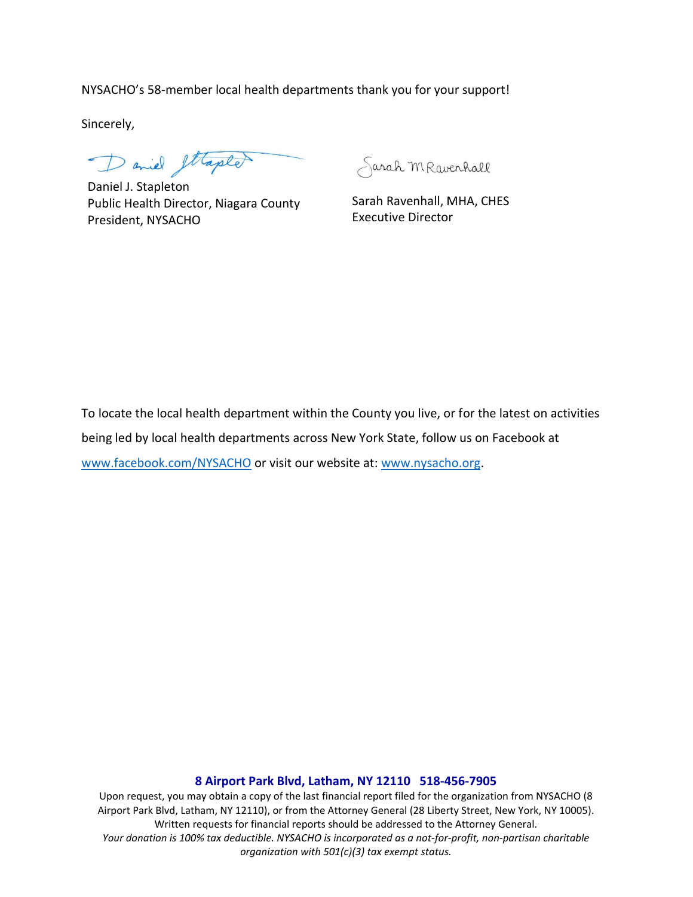NYSACHO's 58-member local health departments thank you for your support!

Sincerely,

Daniel J. Stapleton
Public Health Director, Niagara County
President, NYSACHO

Sarah Ravenhall, MHA, CHES
Executive Director

To locate the local health department within the County you live, or for the latest on activities being led by local health departments across New York State, follow us on Facebook at www.facebook.com/NYSACHO or visit our website at: www.nysacho.org.

**8 Airport Park Blvd, Latham, NY 12110 518-456-7905**

Upon request, you may obtain a copy of the last financial report filed for the organization from NYSACHO (8 Airport Park Blvd, Latham, NY 12110), or from the Attorney General (28 Liberty Street, New York, NY 10005). Written requests for financial reports should be addressed to the Attorney General.

*Your donation is 100% tax deductible. NYSACHO is incorporated as a not-for-profit, non-partisan charitable organization with 501(c)(3) tax exempt status.*